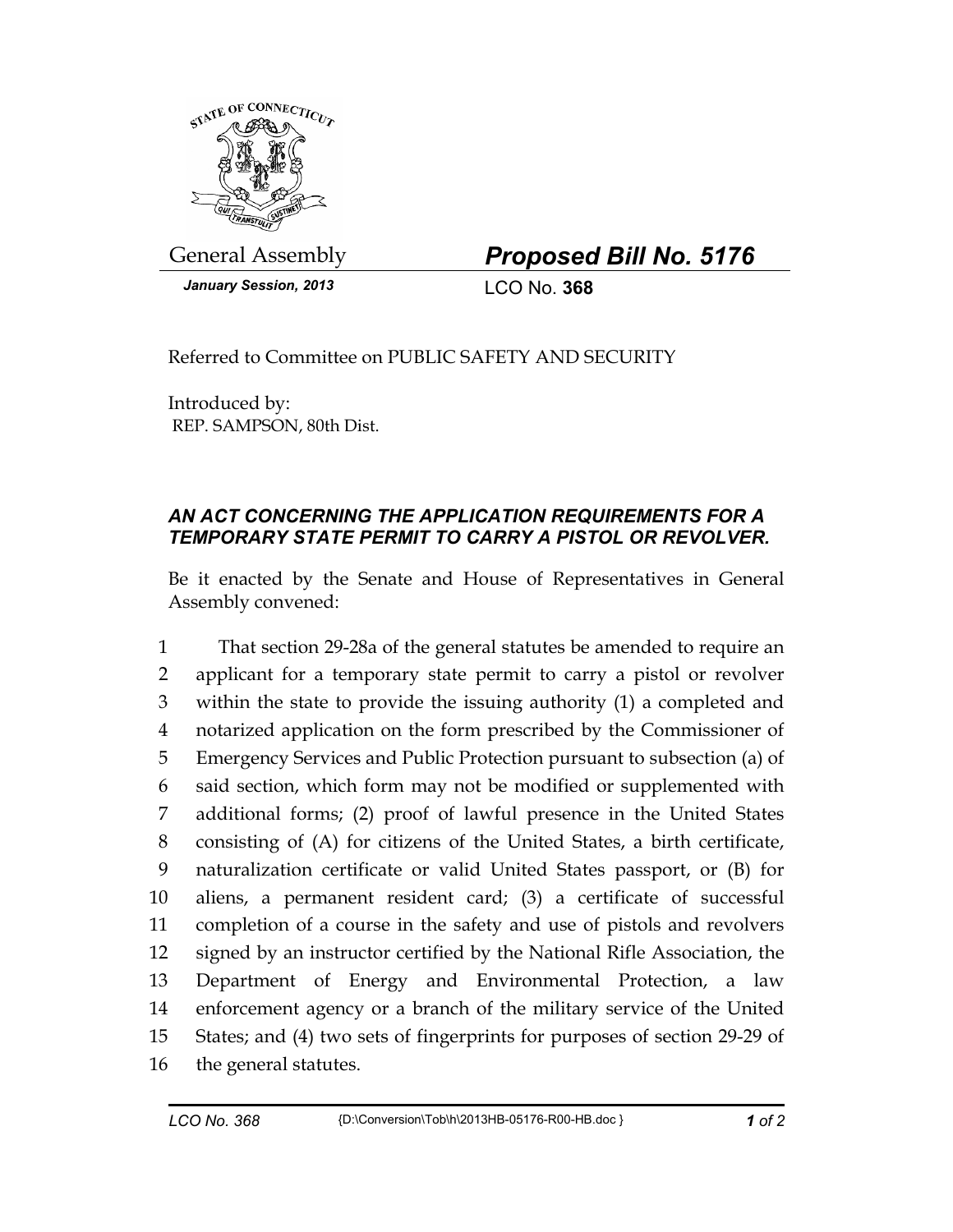General Assembly

***Proposed Bill No. 5176***

***January Session, 2013***

LCO No. **368**

Referred to Committee on PUBLIC SAFETY AND SECURITY

Introduced by:
REP. SAMPSON, 80th Dist.

## *AN ACT CONCERNING THE APPLICATION REQUIREMENTS FOR A TEMPORARY STATE PERMIT TO CARRY A PISTOL OR REVOLVER.*

Be it enacted by the Senate and House of Representatives in General Assembly convened:

That section 29-28a of the general statutes be amended to require an applicant for a temporary state permit to carry a pistol or revolver within the state to provide the issuing authority (1) a completed and notarized application on the form prescribed by the Commissioner of Emergency Services and Public Protection pursuant to subsection (a) of said section, which form may not be modified or supplemented with additional forms; (2) proof of lawful presence in the United States consisting of (A) for citizens of the United States, a birth certificate, naturalization certificate or valid United States passport, or (B) for aliens, a permanent resident card; (3) a certificate of successful completion of a course in the safety and use of pistols and revolvers signed by an instructor certified by the National Rifle Association, the Department of Energy and Environmental Protection, a law enforcement agency or a branch of the military service of the United States; and (4) two sets of fingerprints for purposes of section 29-29 of the general statutes.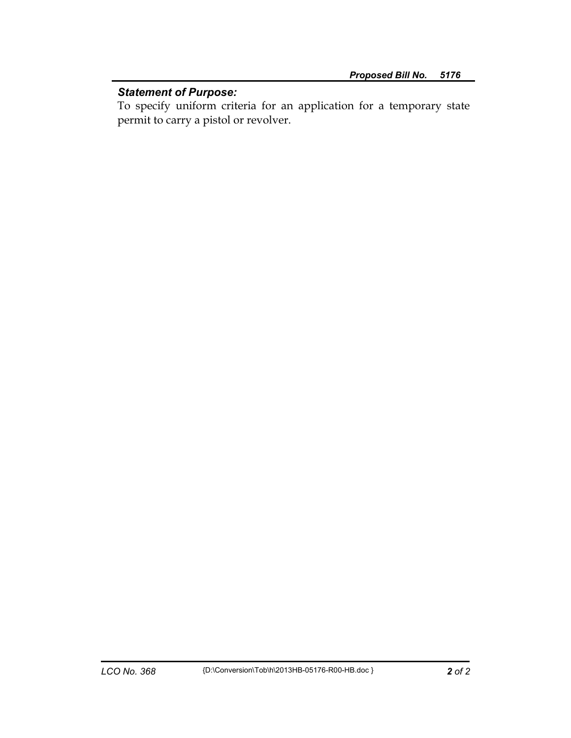*Statement of Purpose:*

To specify uniform criteria for an application for a temporary state permit to carry a pistol or revolver.